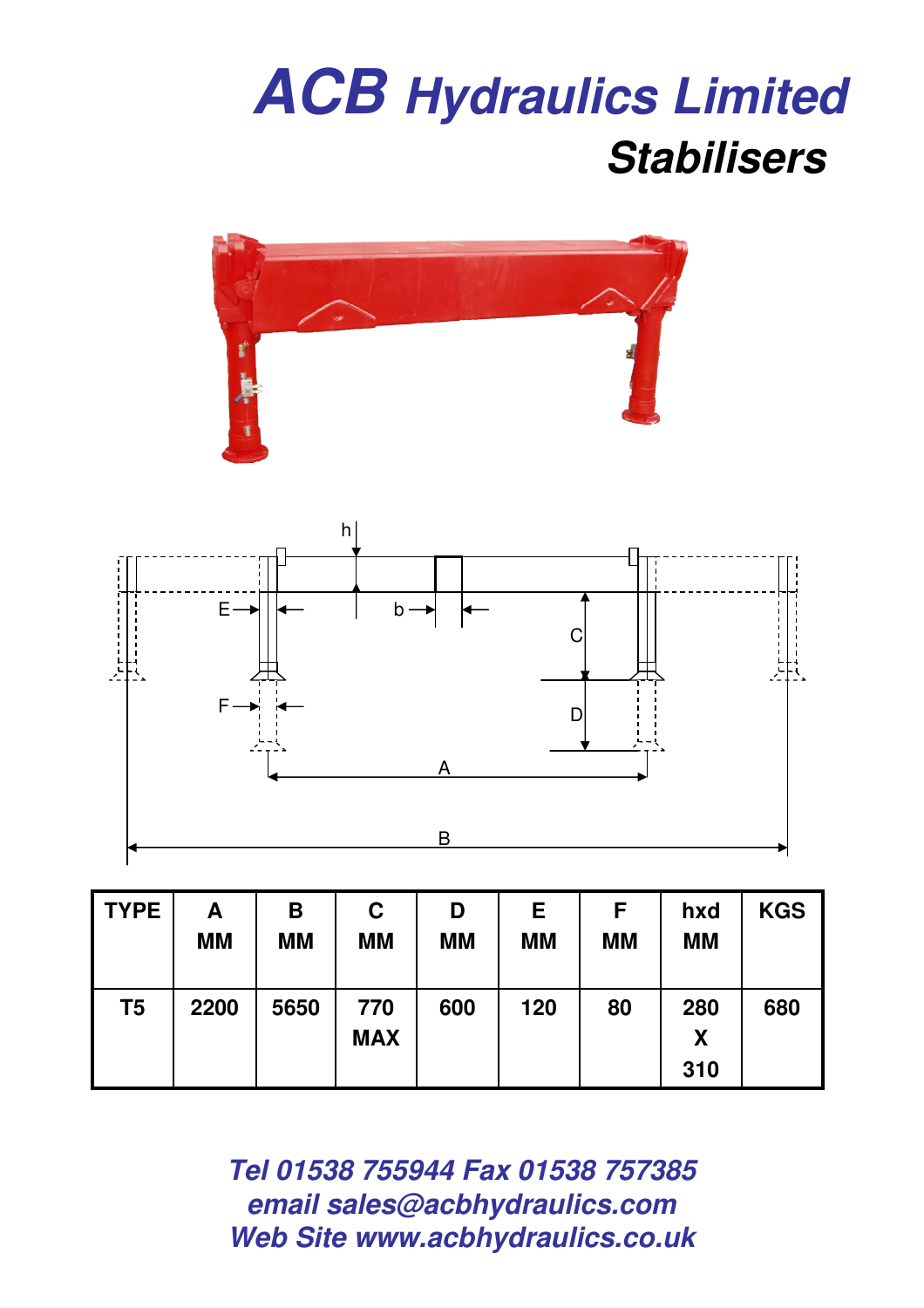# *ACB Hydraulics Limited*

## *Stabilisers*

| TYPE | A MM | B MM | C MM | D MM | E MM | F MM | hxd MM | KGS |
|---|---|---|---|---|---|---|---|---|
| T5 | 2200 | 5650 | 770 MAX | 600 | 120 | 80 | 280 X 310 | 680 |

***Tel 01538 755944 Fax 01538 757385***
***email sales@acbhydraulics.com***
***Web Site www.acbhydraulics.co.uk***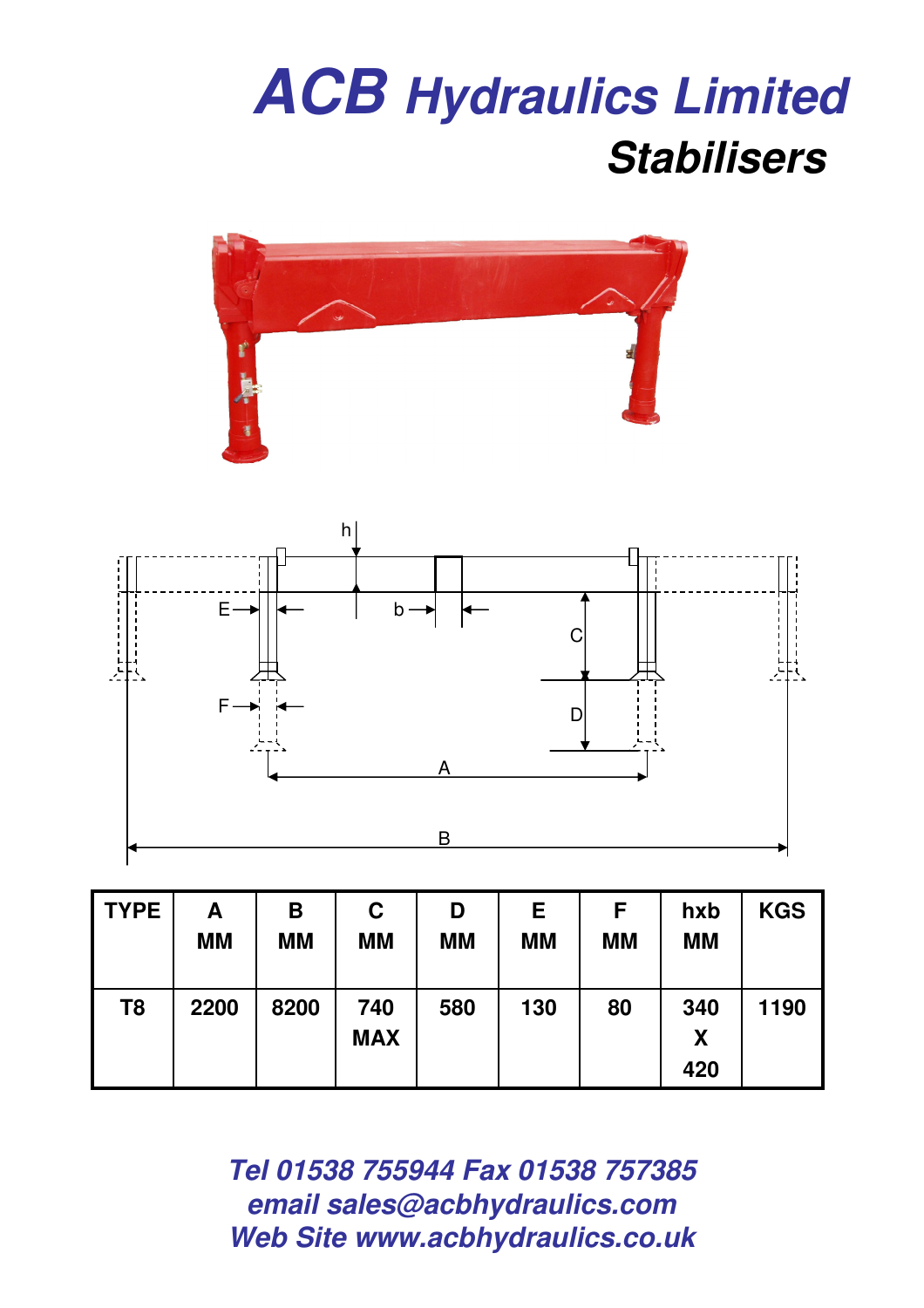# ACB Hydraulics Limited

## Stabilisers

| TYPE | A MM | B MM | C MM | D MM | E MM | F MM | hxb MM | KGS |
|---|---|---|---|---|---|---|---|---|
| T8 | 2200 | 8200 | 740 MAX | 580 | 130 | 80 | 340 X 420 | 1190 |

*Tel 01538 755944 Fax 01538 757385*
*email sales@acbhydraulics.com*
*Web Site www.acbhydraulics.co.uk*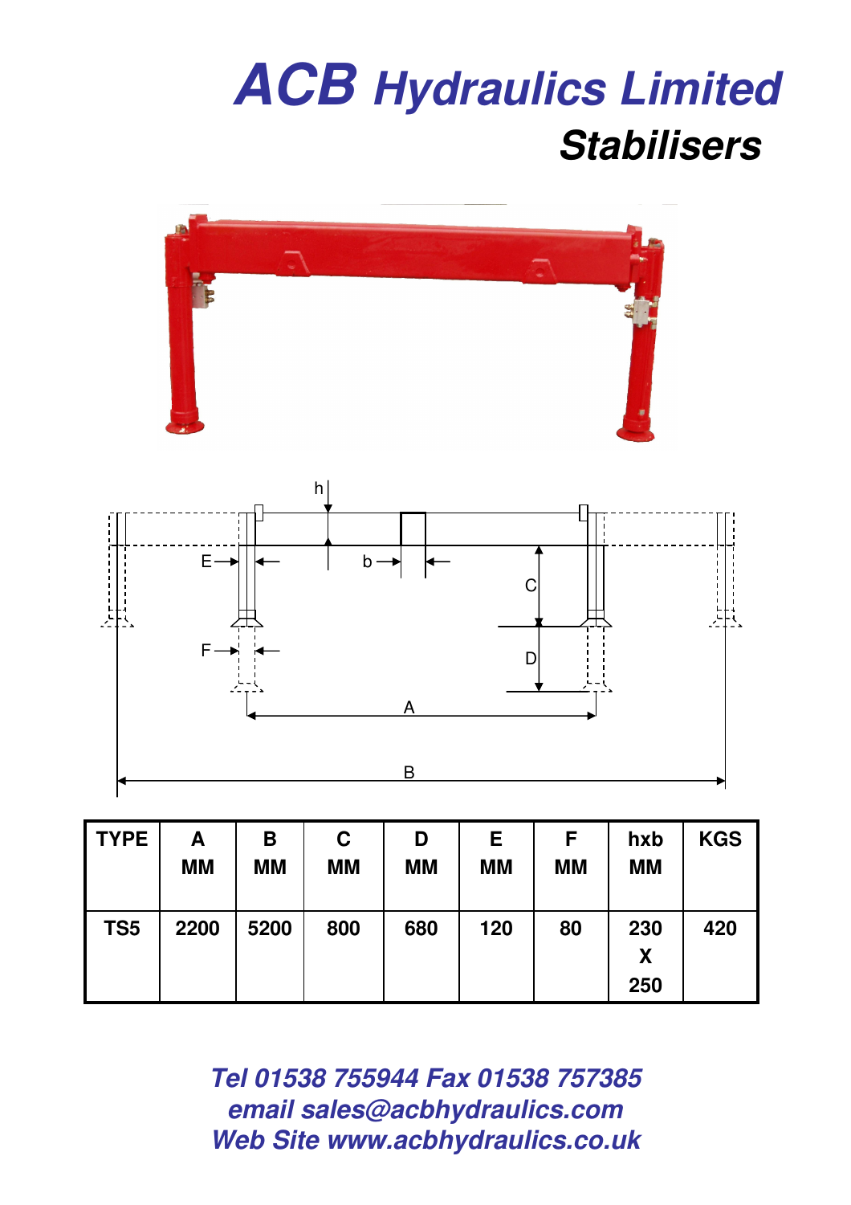# ACB Hydraulics Limited

## Stabilisers

| TYPE | A MM | B MM | C MM | D MM | E MM | F MM | hxb MM | KGS |
|---|---|---|---|---|---|---|---|---|
| TS5 | 2200 | 5200 | 800 | 680 | 120 | 80 | 230 X 250 | 420 |

*Tel 01538 755944 Fax 01538 757385*
*email sales@acbhydraulics.com*
*Web Site www.acbhydraulics.co.uk*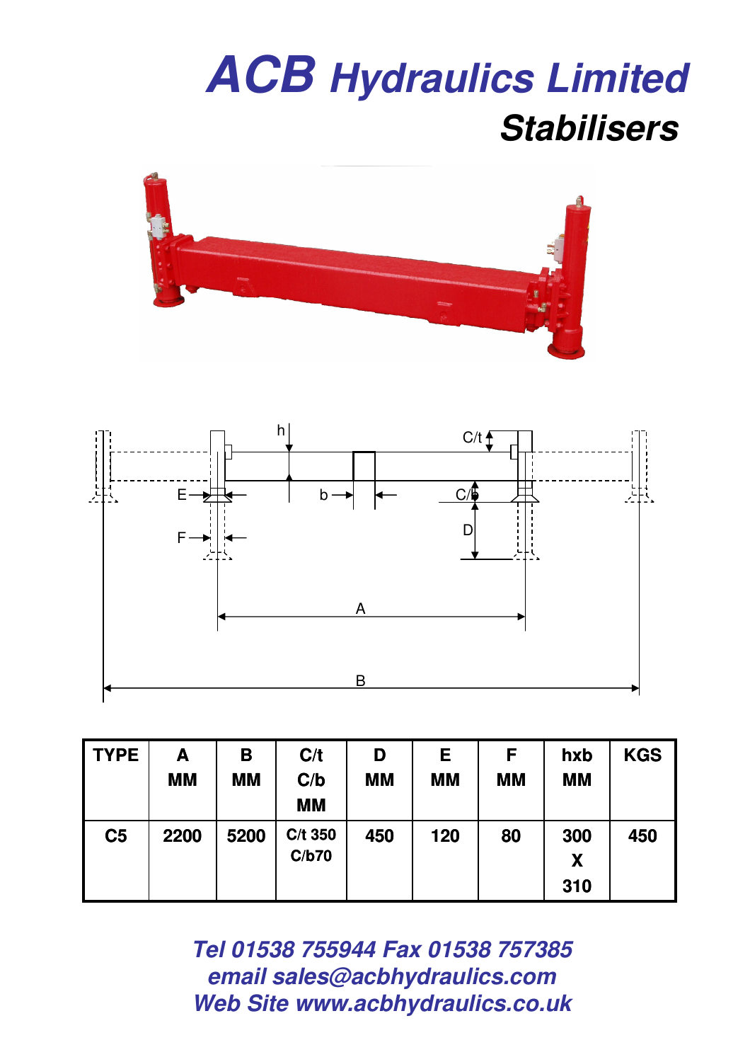# ACB Hydraulics Limited

## Stabilisers

h

C/t

E

b

C/b

F

D

A

B

| TYPE | A MM | B MM | C/t C/b MM | D MM | E MM | F MM | hxb MM | KGS |
|---|---|---|---|---|---|---|---|---|
| C5 | 2200 | 5200 | C/t 350 C/b70 | 450 | 120 | 80 | 300 X 310 | 450 |

*Tel 01538 755944 Fax 01538 757385*
*email sales@acbhydraulics.com*
*Web Site www.acbhydraulics.co.uk*